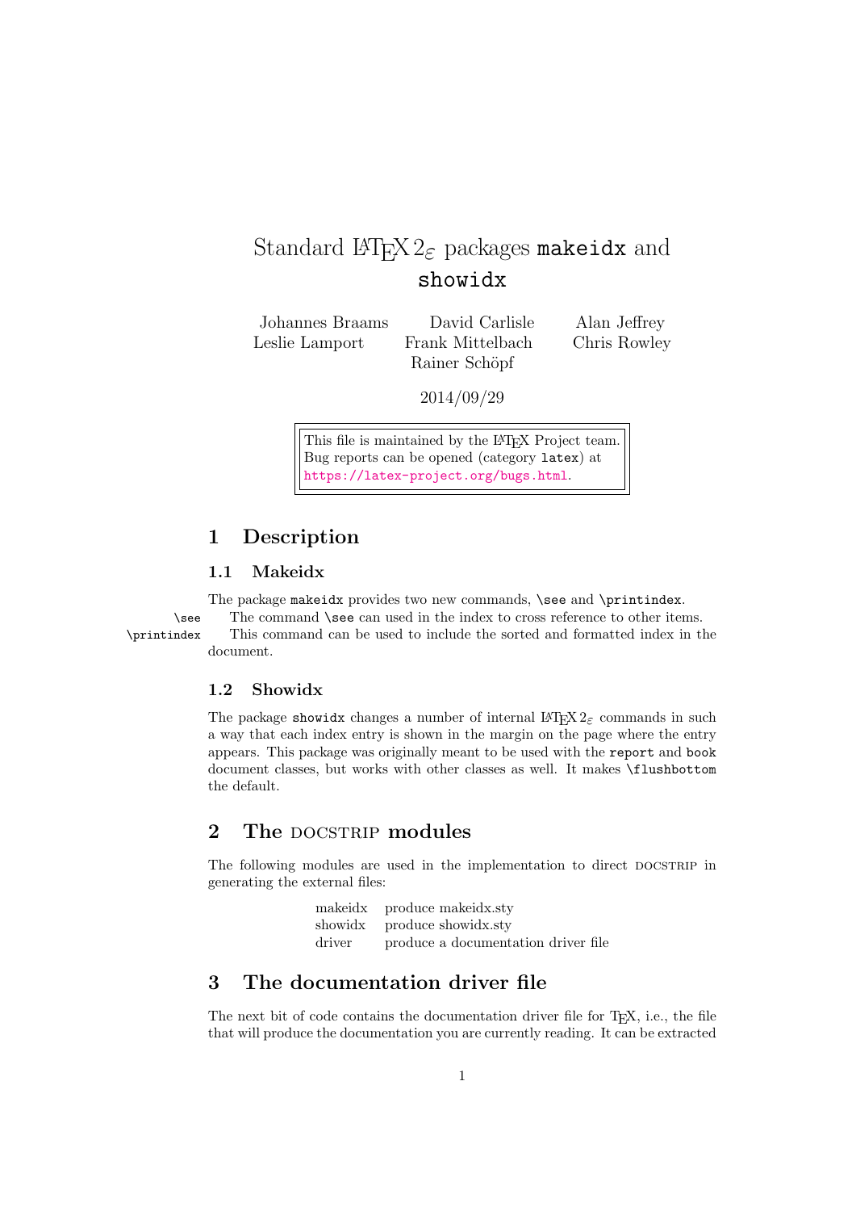# Standard LaTeX 2ε packages makeidx and showidx

Johannes Braams David Carlisle Alan Jeffrey
Leslie Lamport Frank Mittelbach Chris Rowley
Rainer Schöpf

2014/09/29

> This file is maintained by the LaTeX Project team.
> Bug reports can be opened (category `latex`) at
> https://latex-project.org/bugs.html.

## 1 Description

### 1.1 Makeidx

The package `makeidx` provides two new commands, `\see` and `\printindex`.

`\see` The command `\see` can used in the index to cross reference to other items.

`\printindex` This command can be used to include the sorted and formatted index in the document.

### 1.2 Showidx

The package `showidx` changes a number of internal LaTeX 2ε commands in such a way that each index entry is shown in the margin on the page where the entry appears. This package was originally meant to be used with the `report` and `book` document classes, but works with other classes as well. It makes `\flushbottom` the default.

## 2 The DOCSTRIP modules

The following modules are used in the implementation to direct DOCSTRIP in generating the external files:

| | |
|---|---|
| makeidx | produce makeidx.sty |
| showidx | produce showidx.sty |
| driver | produce a documentation driver file |

## 3 The documentation driver file

The next bit of code contains the documentation driver file for TeX, i.e., the file that will produce the documentation you are currently reading. It can be extracted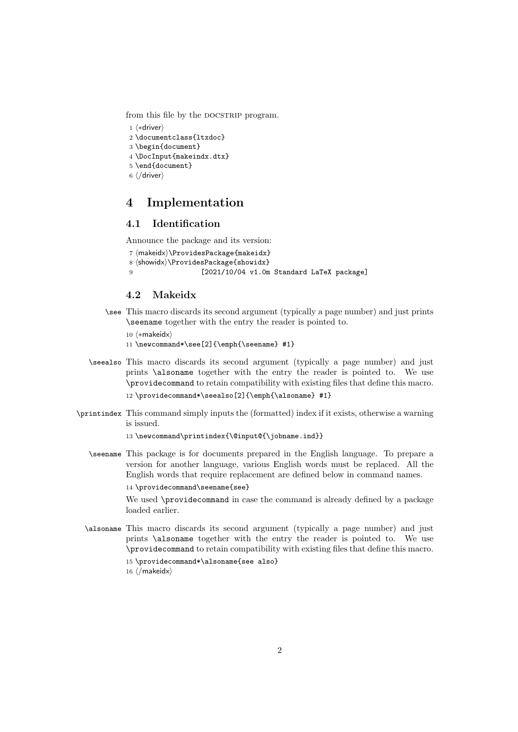from this file by the DOCSTRIP program.

```
1 ⟨*driver⟩
2 \documentclass{ltxdoc}
3 \begin{document}
4 \DocInput{makeindx.dtx}
5 \end{document}
6 ⟨/driver⟩
```

# 4 Implementation

## 4.1 Identification

Announce the package and its version:

```
7 ⟨makeidx⟩\ProvidesPackage{makeidx}
8 ⟨showidx⟩\ProvidesPackage{showidx}
9                 [2021/10/04 v1.0m Standard LaTeX package]
```

## 4.2 Makeidx

`\see` This macro discards its second argument (typically a page number) and just prints `\seename` together with the entry the reader is pointed to.

```
10 ⟨*makeidx⟩
11 \newcommand*\see[2]{\emph{\seename} #1}
```

`\seealso` This macro discards its second argument (typically a page number) and just prints `\alsoname` together with the entry the reader is pointed to. We use `\providecommand` to retain compatibility with existing files that define this macro.

```
12 \providecommand*\seealso[2]{\emph{\alsoname} #1}
```

`\printindex` This command simply inputs the (formatted) index if it exists, otherwise a warning is issued.

```
13 \newcommand\printindex{\@input@{\jobname.ind}}
```

`\seename` This package is for documents prepared in the English language. To prepare a version for another language, various English words must be replaced. All the English words that require replacement are defined below in command names.

```
14 \providecommand\seename{see}
```

We used `\providecommand` in case the command is already defined by a package loaded earlier.

`\alsoname` This macro discards its second argument (typically a page number) and just prints `\alsoname` together with the entry the reader is pointed to. We use `\providecommand` to retain compatibility with existing files that define this macro.

```
15 \providecommand*\alsoname{see also}
16 ⟨/makeidx⟩
```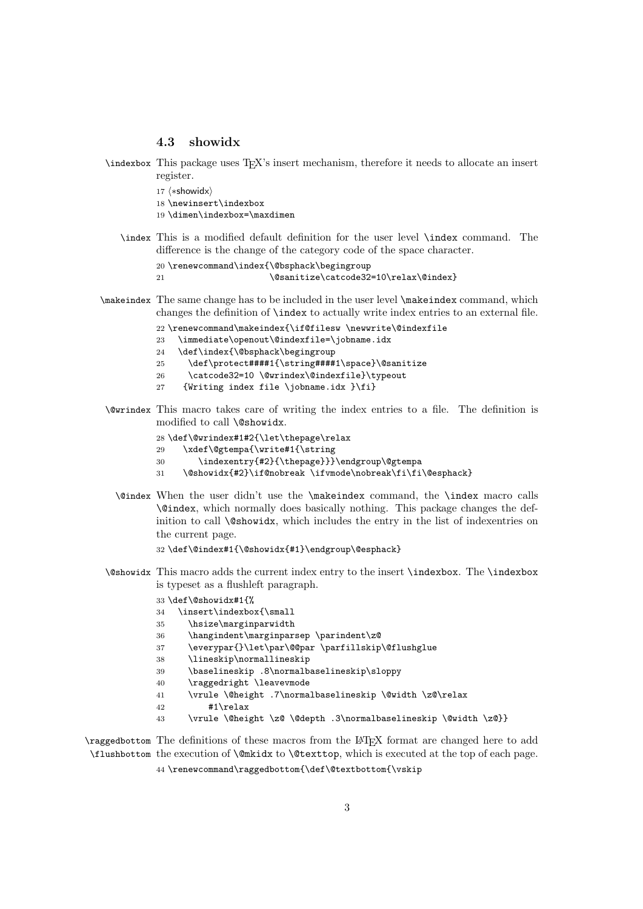### 4.3 showidx

\indexbox This package uses TEX's insert mechanism, therefore it needs to allocate an insert register.

```
17 ⟨*showidx⟩
18 \newinsert\indexbox
19 \dimen\indexbox=\maxdimen
```

\index This is a modified default definition for the user level \index command. The difference is the change of the category code of the space character.

```
20 \renewcommand\index{\@bsphack\begingroup
21                     \@sanitize\catcode32=10\relax\@index}
```

\makeindex The same change has to be included in the user level \makeindex command, which changes the definition of \index to actually write index entries to an external file.

```
22 \renewcommand\makeindex{\if@filesw \newwrite\@indexfile
23   \immediate\openout\@indexfile=\jobname.idx
24   \def\index{\@bsphack\begingroup
25     \def\protect####1{\string####1\space}\@sanitize
26     \catcode32=10 \@wrindex\@indexfile}\typeout
27    {Writing index file \jobname.idx }\fi}
```

\@wrindex This macro takes care of writing the index entries to a file. The definition is modified to call \@showidx.

```
28 \def\@wrindex#1#2{\let\thepage\relax
29    \xdef\@gtempa{\write#1{\string
30       \indexentry{#2}{\thepage}}}\endgroup\@gtempa
31    \@showidx{#2}\if@nobreak \ifvmode\nobreak\fi\fi\@esphack}
```

\@index When the user didn't use the \makeindex command, the \index macro calls \@index, which normally does basically nothing. This package changes the definition to call \@showidx, which includes the entry in the list of indexentries on the current page.

```
32 \def\@index#1{\@showidx{#1}\endgroup\@esphack}
```

\@showidx This macro adds the current index entry to the insert \indexbox. The \indexbox is typeset as a flushleft paragraph.

```
33 \def\@showidx#1{%
34   \insert\indexbox{\small
35     \hsize\marginparwidth
36     \hangindent\marginparsep \parindent\z@
37     \everypar{}\let\par\@@par \parfillskip\@flushglue
38     \lineskip\normallineskip
39     \baselineskip .8\normalbaselineskip\sloppy
40     \raggedright \leavevmode
41     \vrule \@height .7\normalbaselineskip \@width \z@\relax
42         #1\relax
43     \vrule \@height \z@ \@depth .3\normalbaselineskip \@width \z@}}
```

\raggedbottom \flushbottom The definitions of these macros from the LATEX format are changed here to add the execution of \@mkidx to \@texttop, which is executed at the top of each page.

```
44 \renewcommand\raggedbottom{\def\@textbottom{\vskip
```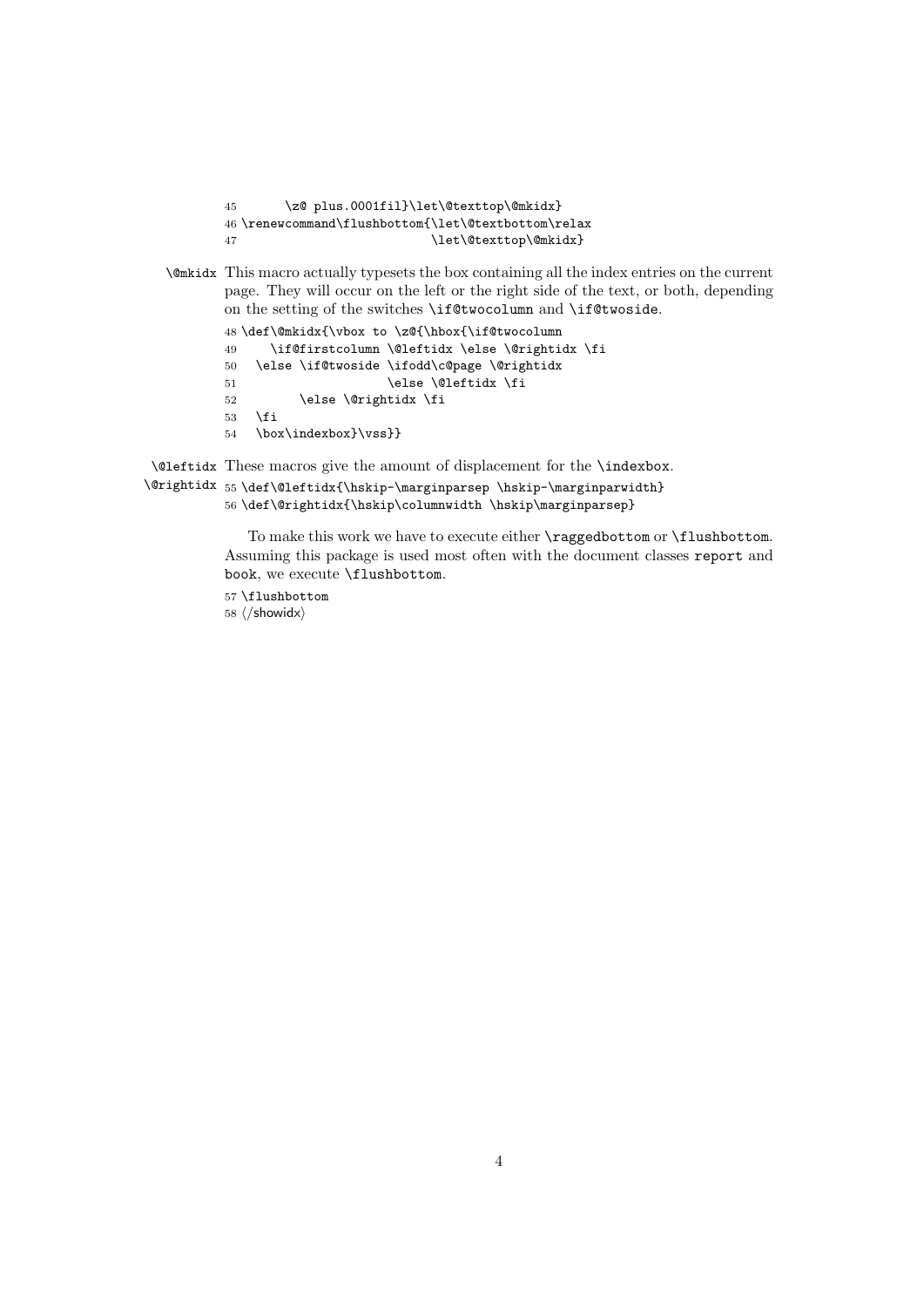```
45       \z@ plus.0001fil}\let\@texttop\@mkidx}
46 \renewcommand\flushbottom{\let\@textbottom\relax
47                           \let\@texttop\@mkidx}
```

`\@mkidx` This macro actually typesets the box containing all the index entries on the current page. They will occur on the left or the right side of the text, or both, depending on the setting of the switches `\if@twocolumn` and `\if@twoside`.

```
48 \def\@mkidx{\vbox to \z@{\hbox{\if@twocolumn
49     \if@firstcolumn \@leftidx \else \@rightidx \fi
50   \else \if@twoside \ifodd\c@page \@rightidx
51                     \else \@leftidx \fi
52         \else \@rightidx \fi
53   \fi
54   \box\indexbox}\vss}}
```

`\@leftidx` `\@rightidx` These macros give the amount of displacement for the `\indexbox`.

```
55 \def\@leftidx{\hskip-\marginparsep \hskip-\marginparwidth}
56 \def\@rightidx{\hskip\columnwidth \hskip\marginparsep}
```

To make this work we have to execute either `\raggedbottom` or `\flushbottom`. Assuming this package is used most often with the document classes `report` and `book`, we execute `\flushbottom`.

```
57 \flushbottom
58 ⟨/showidx⟩
```